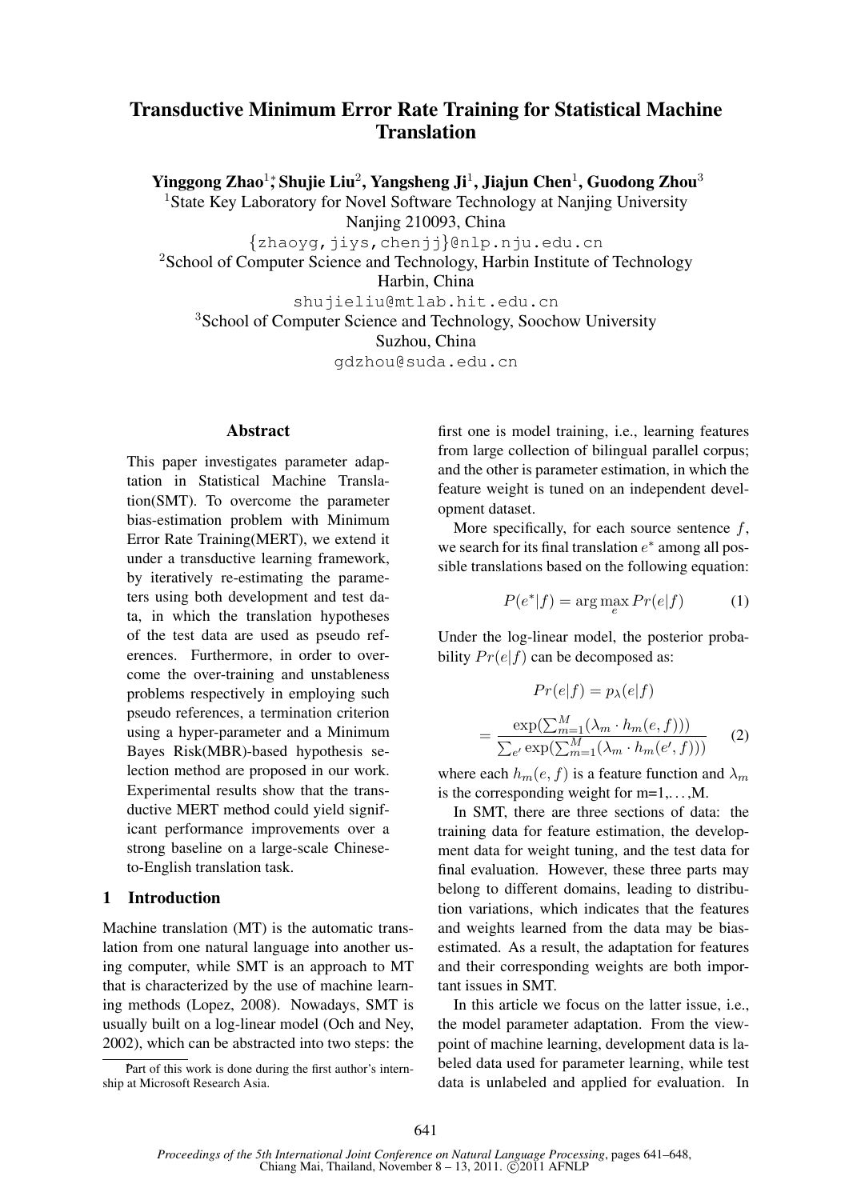# Transductive Minimum Error Rate Training for Statistical Machine Translation

**Yinggong Zhao[1]*, Shujie Liu[2], Yangsheng Ji[1], Jiajun Chen[1], Guodong Zhou[3]**

[1]State Key Laboratory for Novel Software Technology at Nanjing University
Nanjing 210093, China
{zhaoyg,jiys,chenjj}@nlp.nju.edu.cn

[2]School of Computer Science and Technology, Harbin Institute of Technology
Harbin, China
shujieliu@mtlab.hit.edu.cn

[3]School of Computer Science and Technology, Soochow University
Suzhou, China
gdzhou@suda.edu.cn

## Abstract

This paper investigates parameter adaptation in Statistical Machine Translation(SMT). To overcome the parameter bias-estimation problem with Minimum Error Rate Training(MERT), we extend it under a transductive learning framework, by iteratively re-estimating the parameters using both development and test data, in which the translation hypotheses of the test data are used as pseudo references. Furthermore, in order to overcome the over-training and unstableness problems respectively in employing such pseudo references, a termination criterion using a hyper-parameter and a Minimum Bayes Risk(MBR)-based hypothesis selection method are proposed in our work. Experimental results show that the transductive MERT method could yield significant performance improvements over a strong baseline on a large-scale Chinese-to-English translation task.

## 1 Introduction

Machine translation (MT) is the automatic translation from one natural language into another using computer, while SMT is an approach to MT that is characterized by the use of machine learning methods (Lopez, 2008). Nowadays, SMT is usually built on a log-linear model (Och and Ney, 2002), which can be abstracted into two steps: the first one is model training, i.e., learning features from large collection of bilingual parallel corpus; and the other is parameter estimation, in which the feature weight is tuned on an independent development dataset.

More specifically, for each source sentence $f$, we search for its final translation $e^*$ among all possible translations based on the following equation:

$$P(e^*|f) = \arg\max_{e} Pr(e|f) \quad (1)$$

Under the log-linear model, the posterior probability $Pr(e|f)$ can be decomposed as:

$$Pr(e|f) = p_\lambda(e|f)$$
$$= \frac{\exp(\sum_{m=1}^{M}(\lambda_m \cdot h_m(e,f)))}{\sum_{e'} \exp(\sum_{m=1}^{M}(\lambda_m \cdot h_m(e',f)))} \quad (2)$$

where each $h_m(e,f)$ is a feature function and $\lambda_m$ is the corresponding weight for m=1,...,M.

In SMT, there are three sections of data: the training data for feature estimation, the development data for weight tuning, and the test data for final evaluation. However, these three parts may belong to different domains, leading to distribution variations, which indicates that the features and weights learned from the data may be bias-estimated. As a result, the adaptation for features and their corresponding weights are both important issues in SMT.

In this article we focus on the latter issue, i.e., the model parameter adaptation. From the viewpoint of machine learning, development data is labeled data used for parameter learning, while test data is unlabeled and applied for evaluation. In

*Part of this work is done during the first author's internship at Microsoft Research Asia.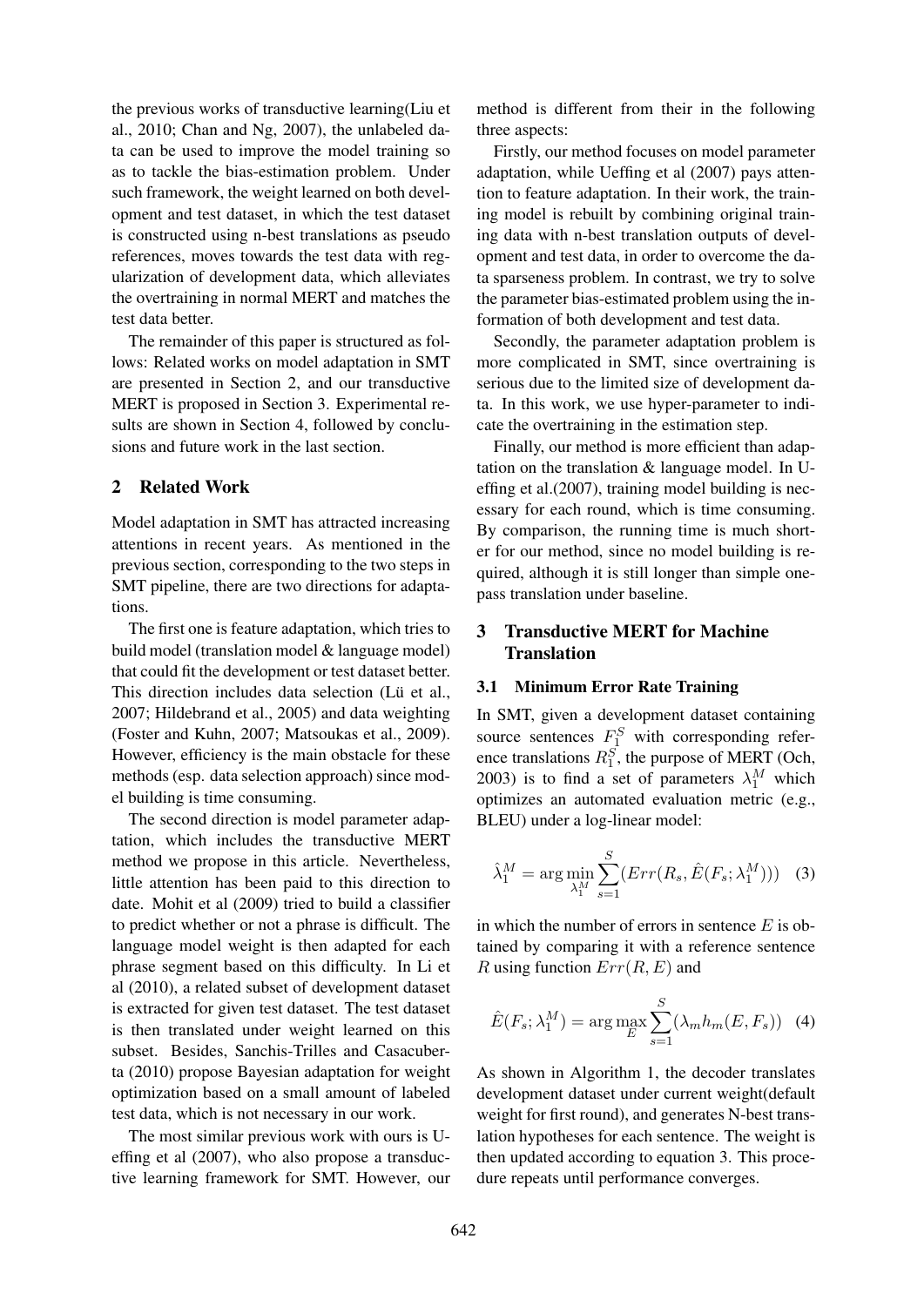the previous works of transductive learning(Liu et al., 2010; Chan and Ng, 2007), the unlabeled data can be used to improve the model training so as to tackle the bias-estimation problem. Under such framework, the weight learned on both development and test dataset, in which the test dataset is constructed using n-best translations as pseudo references, moves towards the test data with regularization of development data, which alleviates the overtraining in normal MERT and matches the test data better.

The remainder of this paper is structured as follows: Related works on model adaptation in SMT are presented in Section 2, and our transductive MERT is proposed in Section 3. Experimental results are shown in Section 4, followed by conclusions and future work in the last section.

## 2 Related Work

Model adaptation in SMT has attracted increasing attentions in recent years. As mentioned in the previous section, corresponding to the two steps in SMT pipeline, there are two directions for adaptations.

The first one is feature adaptation, which tries to build model (translation model & language model) that could fit the development or test dataset better. This direction includes data selection (Lü et al., 2007; Hildebrand et al., 2005) and data weighting (Foster and Kuhn, 2007; Matsoukas et al., 2009). However, efficiency is the main obstacle for these methods (esp. data selection approach) since model building is time consuming.

The second direction is model parameter adaptation, which includes the transductive MERT method we propose in this article. Nevertheless, little attention has been paid to this direction to date. Mohit et al (2009) tried to build a classifier to predict whether or not a phrase is difficult. The language model weight is then adapted for each phrase segment based on this difficulty. In Li et al (2010), a related subset of development dataset is extracted for given test dataset. The test dataset is then translated under weight learned on this subset. Besides, Sanchis-Trilles and Casacuberta (2010) propose Bayesian adaptation for weight optimization based on a small amount of labeled test data, which is not necessary in our work.

The most similar previous work with ours is Ueffing et al (2007), who also propose a transductive learning framework for SMT. However, our method is different from their in the following three aspects:

Firstly, our method focuses on model parameter adaptation, while Ueffing et al (2007) pays attention to feature adaptation. In their work, the training model is rebuilt by combining original training data with n-best translation outputs of development and test data, in order to overcome the data sparseness problem. In contrast, we try to solve the parameter bias-estimated problem using the information of both development and test data.

Secondly, the parameter adaptation problem is more complicated in SMT, since overtraining is serious due to the limited size of development data. In this work, we use hyper-parameter to indicate the overtraining in the estimation step.

Finally, our method is more efficient than adaptation on the translation & language model. In Ueffing et al.(2007), training model building is necessary for each round, which is time consuming. By comparison, the running time is much shorter for our method, since no model building is required, although it is still longer than simple one-pass translation under baseline.

## 3 Transductive MERT for Machine Translation

### 3.1 Minimum Error Rate Training

In SMT, given a development dataset containing source sentences $F_1^S$ with corresponding reference translations $R_1^S$, the purpose of MERT (Och, 2003) is to find a set of parameters $\lambda_1^M$ which optimizes an automated evaluation metric (e.g., BLEU) under a log-linear model:

$$\hat{\lambda}_1^M = \arg\min_{\lambda_1^M} \sum_{s=1}^{S} (Err(R_s, \hat{E}(F_s; \lambda_1^M))) \quad (3)$$

in which the number of errors in sentence $E$ is obtained by comparing it with a reference sentence $R$ using function $Err(R, E)$ and

$$\hat{E}(F_s; \lambda_1^M) = \arg\max_{E} \sum_{s=1}^{S} (\lambda_m h_m(E, F_s)) \quad (4)$$

As shown in Algorithm 1, the decoder translates development dataset under current weight(default weight for first round), and generates N-best translation hypotheses for each sentence. The weight is then updated according to equation 3. This procedure repeats until performance converges.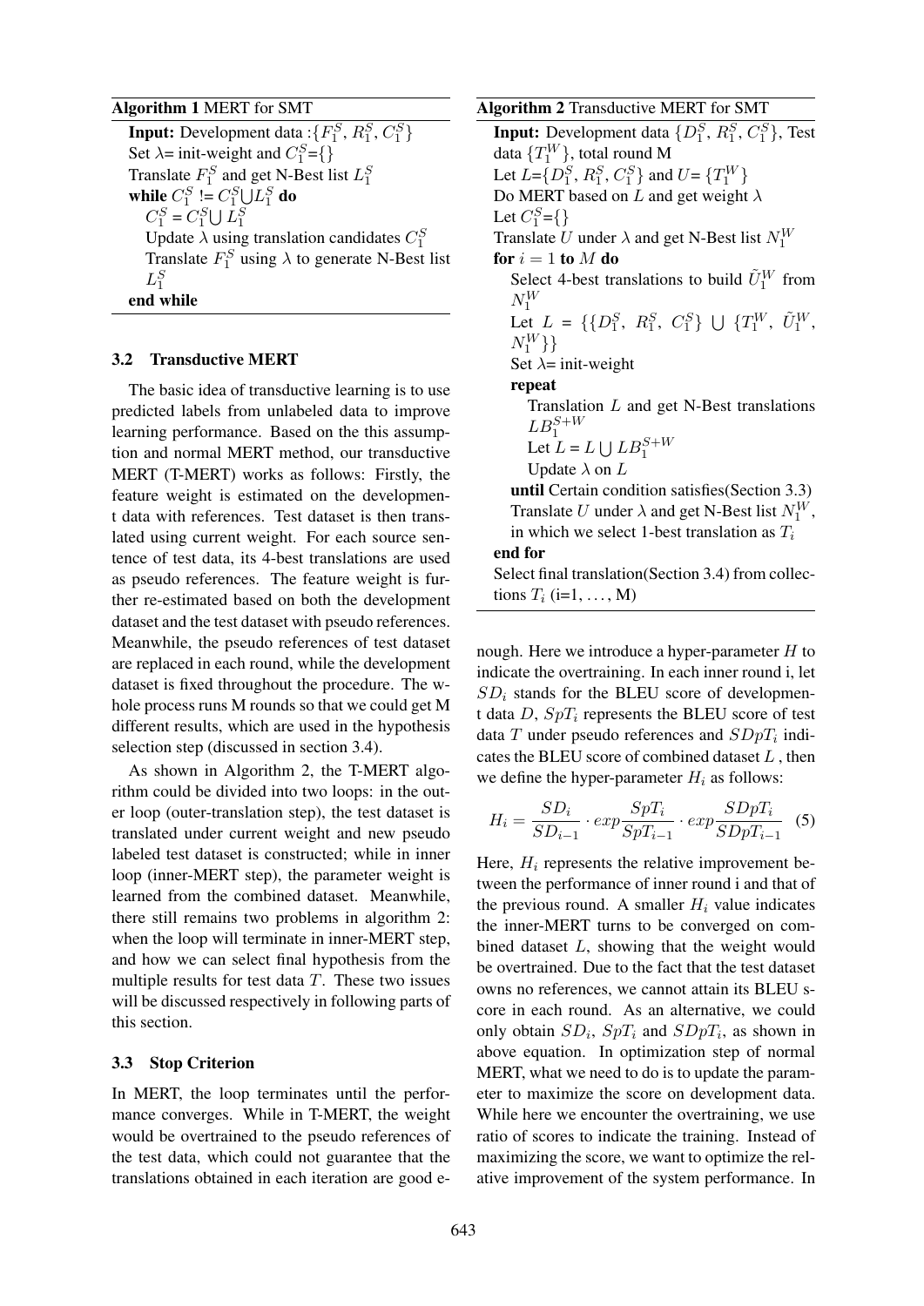**Algorithm 1** MERT for SMT

**Input:** Development data :{$F_1^S$, $R_1^S$, $C_1^S$}
Set $\lambda$= init-weight and $C_1^S$={}
Translate $F_1^S$ and get N-Best list $L_1^S$
**while** $C_1^S$ != $C_1^S \bigcup L_1^S$ **do**
  $C_1^S$ = $C_1^S \bigcup L_1^S$
  Update $\lambda$ using translation candidates $C_1^S$
  Translate $F_1^S$ using $\lambda$ to generate N-Best list $L_1^S$
**end while**

### 3.2 Transductive MERT

The basic idea of transductive learning is to use predicted labels from unlabeled data to improve learning performance. Based on the this assumption and normal MERT method, our transductive MERT (T-MERT) works as follows: Firstly, the feature weight is estimated on the development data with references. Test dataset is then translated using current weight. For each source sentence of test data, its 4-best translations are used as pseudo references. The feature weight is further re-estimated based on both the development dataset and the test dataset with pseudo references. Meanwhile, the pseudo references of test dataset are replaced in each round, while the development dataset is fixed throughout the procedure. The whole process runs M rounds so that we could get M different results, which are used in the hypothesis selection step (discussed in section 3.4).

As shown in Algorithm 2, the T-MERT algorithm could be divided into two loops: in the outer loop (outer-translation step), the test dataset is translated under current weight and new pseudo labeled test dataset is constructed; while in inner loop (inner-MERT step), the parameter weight is learned from the combined dataset. Meanwhile, there still remains two problems in algorithm 2: when the loop will terminate in inner-MERT step, and how we can select final hypothesis from the multiple results for test data $T$. These two issues will be discussed respectively in following parts of this section.

### 3.3 Stop Criterion

In MERT, the loop terminates until the performance converges. While in T-MERT, the weight would be overtrained to the pseudo references of the test data, which could not guarantee that the translations obtained in each iteration are good e-

**Algorithm 2** Transductive MERT for SMT

**Input:** Development data {$D_1^S$, $R_1^S$, $C_1^S$}, Test data {$T_1^W$}, total round M
Let $L$={$D_1^S$, $R_1^S$, $C_1^S$} and $U$= {$T_1^W$}
Do MERT based on $L$ and get weight $\lambda$
Let $C_1^S$={}
Translate $U$ under $\lambda$ and get N-Best list $N_1^W$
**for** $i = 1$ **to** $M$ **do**
  Select 4-best translations to build $\tilde{U}_1^W$ from $N_1^W$
  Let $L$ = {{$D_1^S$, $R_1^S$, $C_1^S$} $\bigcup$ {$T_1^W$, $\tilde{U}_1^W$, $N_1^W$}}
  Set $\lambda$= init-weight
  **repeat**
    Translation $L$ and get N-Best translations $LB_1^{S+W}$
    Let $L$ = $L \bigcup LB_1^{S+W}$
    Update $\lambda$ on $L$
  **until** Certain condition satisfies(Section 3.3)
  Translate $U$ under $\lambda$ and get N-Best list $N_1^W$, in which we select 1-best translation as $T_i$
**end for**
Select final translation(Section 3.4) from collections $T_i$ (i=1, ..., M)

nough. Here we introduce a hyper-parameter $H$ to indicate the overtraining. In each inner round i, let $SD_i$ stands for the BLEU score of development data $D$, $SpT_i$ represents the BLEU score of test data $T$ under pseudo references and $SDpT_i$ indicates the BLEU score of combined dataset $L$ , then we define the hyper-parameter $H_i$ as follows:

$$H_i = \frac{SD_i}{SD_{i-1}} \cdot exp\frac{SpT_i}{SpT_{i-1}} \cdot exp\frac{SDpT_i}{SDpT_{i-1}} \quad (5)$$

Here, $H_i$ represents the relative improvement between the performance of inner round i and that of the previous round. A smaller $H_i$ value indicates the inner-MERT turns to be converged on combined dataset $L$, showing that the weight would be overtrained. Due to the fact that the test dataset owns no references, we cannot attain its BLEU score in each round. As an alternative, we could only obtain $SD_i$, $SpT_i$ and $SDpT_i$, as shown in above equation. In optimization step of normal MERT, what we need to do is to update the parameter to maximize the score on development data. While here we encounter the overtraining, we use ratio of scores to indicate the training. Instead of maximizing the score, we want to optimize the relative improvement of the system performance. In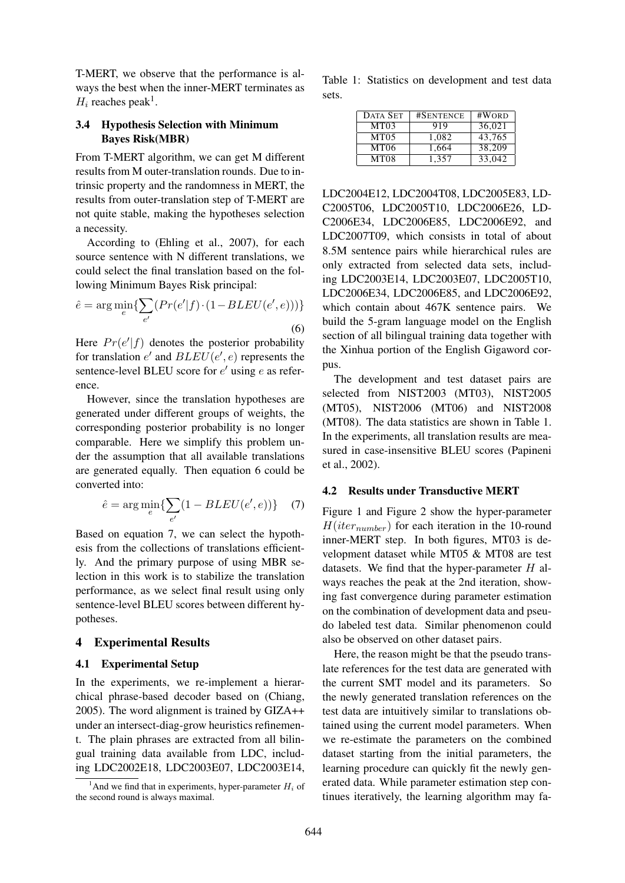T-MERT, we observe that the performance is always the best when the inner-MERT terminates as $H_i$ reaches peak[1].

### 3.4 Hypothesis Selection with Minimum Bayes Risk(MBR)

From T-MERT algorithm, we can get M different results from M outer-translation rounds. Due to intrinsic property and the randomness in MERT, the results from outer-translation step of T-MERT are not quite stable, making the hypotheses selection a necessity.

According to (Ehling et al., 2007), for each source sentence with N different translations, we could select the final translation based on the following Minimum Bayes Risk principal:

$$\hat{e} = \arg\min_{e}\{\sum_{e'}(Pr(e'|f)\cdot(1-BLEU(e',e)))\} \quad (6)$$

Here $Pr(e'|f)$ denotes the posterior probability for translation $e'$ and $BLEU(e',e)$ represents the sentence-level BLEU score for $e'$ using $e$ as reference.

However, since the translation hypotheses are generated under different groups of weights, the corresponding posterior probability is no longer comparable. Here we simplify this problem under the assumption that all available translations are generated equally. Then equation 6 could be converted into:

$$\hat{e} = \arg\min_{e}\{\sum_{e'}(1-BLEU(e',e))\} \quad (7)$$

Based on equation 7, we can select the hypothesis from the collections of translations efficiently. And the primary purpose of using MBR selection in this work is to stabilize the translation performance, as we select final result using only sentence-level BLEU scores between different hypotheses.

## 4 Experimental Results

### 4.1 Experimental Setup

In the experiments, we re-implement a hierarchical phrase-based decoder based on (Chiang, 2005). The word alignment is trained by GIZA++ under an intersect-diag-grow heuristics refinement. The plain phrases are extracted from all bilingual training data available from LDC, including LDC2002E18, LDC2003E07, LDC2003E14, LDC2004E12, LDC2004T08, LDC2005E83, LDC2005T06, LDC2005T10, LDC2006E26, LDC2006E34, LDC2006E85, LDC2006E92, and LDC2007T09, which consists in total of about 8.5M sentence pairs while hierarchical rules are only extracted from selected data sets, including LDC2003E14, LDC2003E07, LDC2005T10, LDC2006E34, LDC2006E85, and LDC2006E92, which contain about 467K sentence pairs. We build the 5-gram language model on the English section of all bilingual training data together with the Xinhua portion of the English Gigaword corpus.

[1]And we find that in experiments, hyper-parameter $H_i$ of the second round is always maximal.

Table 1: Statistics on development and test data sets.

| DATA SET | #SENTENCE | #WORD |
|---|---|---|
| MT03 | 919 | 36,021 |
| MT05 | 1,082 | 43,765 |
| MT06 | 1,664 | 38,209 |
| MT08 | 1,357 | 33,042 |

The development and test dataset pairs are selected from NIST2003 (MT03), NIST2005 (MT05), NIST2006 (MT06) and NIST2008 (MT08). The data statistics are shown in Table 1. In the experiments, all translation results are measured in case-insensitive BLEU scores (Papineni et al., 2002).

### 4.2 Results under Transductive MERT

Figure 1 and Figure 2 show the hyper-parameter $H(iter_{number})$ for each iteration in the 10-round inner-MERT step. In both figures, MT03 is development dataset while MT05 & MT08 are test datasets. We find that the hyper-parameter $H$ always reaches the peak at the 2nd iteration, showing fast convergence during parameter estimation on the combination of development data and pseudo labeled test data. Similar phenomenon could also be observed on other dataset pairs.

Here, the reason might be that the pseudo translate references for the test data are generated with the current SMT model and its parameters. So the newly generated translation references on the test data are intuitively similar to translations obtained using the current model parameters. When we re-estimate the parameters on the combined dataset starting from the initial parameters, the learning procedure can quickly fit the newly generated data. While parameter estimation step continues iteratively, the learning algorithm may fa-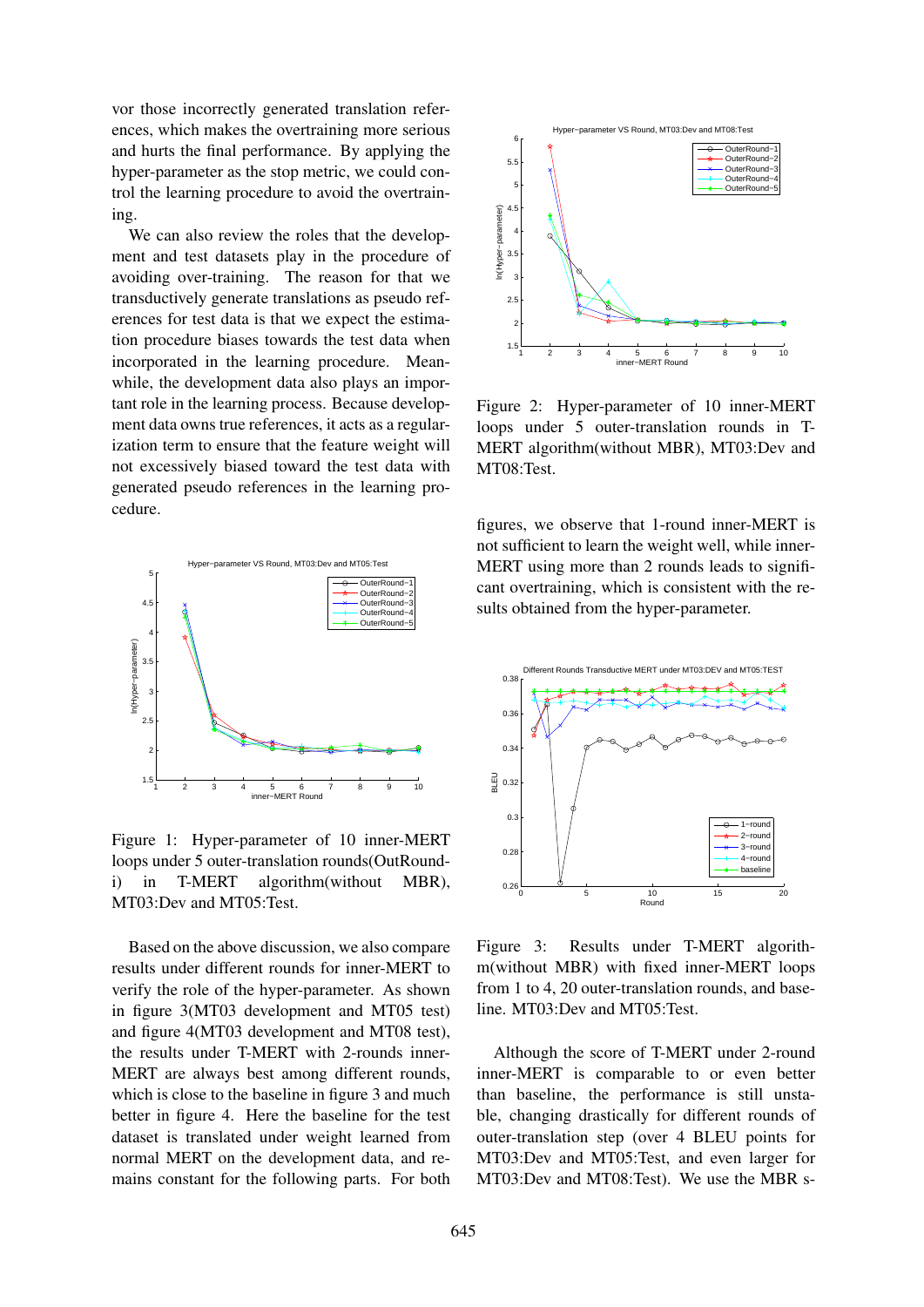vor those incorrectly generated translation references, which makes the overtraining more serious and hurts the final performance. By applying the hyper-parameter as the stop metric, we could control the learning procedure to avoid the overtraining.

We can also review the roles that the development and test datasets play in the procedure of avoiding over-training. The reason for that we transductively generate translations as pseudo references for test data is that we expect the estimation procedure biases towards the test data when incorporated in the learning procedure. Meanwhile, the development data also plays an important role in the learning process. Because development data owns true references, it acts as a regularization term to ensure that the feature weight will not excessively biased toward the test data with generated pseudo references in the learning procedure.

Figure 1: Hyper-parameter of 10 inner-MERT loops under 5 outer-translation rounds(OutRound-i) in T-MERT algorithm(without MBR), MT03:Dev and MT05:Test.

Based on the above discussion, we also compare results under different rounds for inner-MERT to verify the role of the hyper-parameter. As shown in figure 3(MT03 development and MT05 test) and figure 4(MT03 development and MT08 test), the results under T-MERT with 2-rounds inner-MERT are always best among different rounds, which is close to the baseline in figure 3 and much better in figure 4. Here the baseline for the test dataset is translated under weight learned from normal MERT on the development data, and remains constant for the following parts. For both

Figure 2: Hyper-parameter of 10 inner-MERT loops under 5 outer-translation rounds in T-MERT algorithm(without MBR), MT03:Dev and MT08:Test.

figures, we observe that 1-round inner-MERT is not sufficient to learn the weight well, while inner-MERT using more than 2 rounds leads to significant overtraining, which is consistent with the results obtained from the hyper-parameter.

Figure 3: Results under T-MERT algorithm(without MBR) with fixed inner-MERT loops from 1 to 4, 20 outer-translation rounds, and baseline. MT03:Dev and MT05:Test.

Although the score of T-MERT under 2-round inner-MERT is comparable to or even better than baseline, the performance is still unstable, changing drastically for different rounds of outer-translation step (over 4 BLEU points for MT03:Dev and MT05:Test, and even larger for MT03:Dev and MT08:Test). We use the MBR s-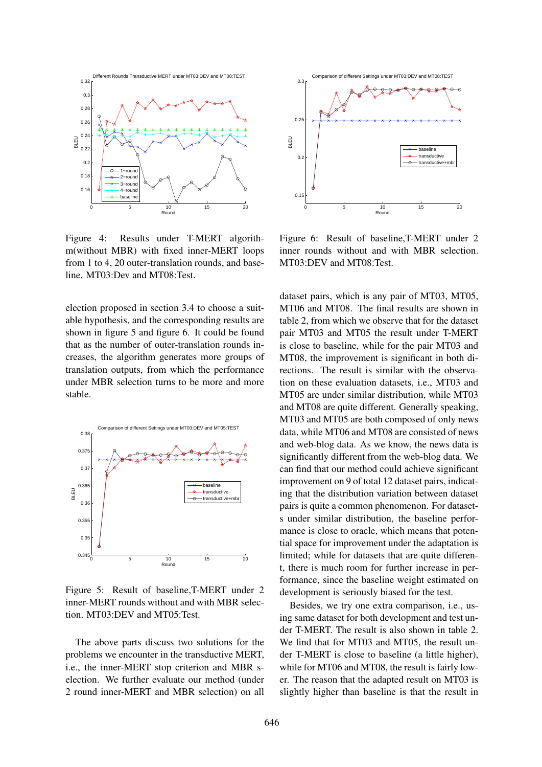Figure 4: Results under T-MERT algorithm(without MBR) with fixed inner-MERT loops from 1 to 4, 20 outer-translation rounds, and baseline. MT03:Dev and MT08:Test.

Figure 6: Result of baseline,T-MERT under 2 inner rounds without and with MBR selection. MT03:DEV and MT08:Test.

election proposed in section 3.4 to choose a suitable hypothesis, and the corresponding results are shown in figure 5 and figure 6. It could be found that as the number of outer-translation rounds increases, the algorithm generates more groups of translation outputs, from which the performance under MBR selection turns to be more and more stable.

Figure 5: Result of baseline,T-MERT under 2 inner-MERT rounds without and with MBR selection. MT03:DEV and MT05:Test.

The above parts discuss two solutions for the problems we encounter in the transductive MERT, i.e., the inner-MERT stop criterion and MBR selection. We further evaluate our method (under 2 round inner-MERT and MBR selection) on all dataset pairs, which is any pair of MT03, MT05, MT06 and MT08. The final results are shown in table 2, from which we observe that for the dataset pair MT03 and MT05 the result under T-MERT is close to baseline, while for the pair MT03 and MT08, the improvement is significant in both directions. The result is similar with the observation on these evaluation datasets, i.e., MT03 and MT05 are under similar distribution, while MT03 and MT08 are quite different. Generally speaking, MT03 and MT05 are both composed of only news data, while MT06 and MT08 are consisted of news and web-blog data. As we know, the news data is significantly different from the web-blog data. We can find that our method could achieve significant improvement on 9 of total 12 dataset pairs, indicating that the distribution variation between dataset pairs is quite a common phenomenon. For datasets under similar distribution, the baseline performance is close to oracle, which means that potential space for improvement under the adaptation is limited; while for datasets that are quite different, there is much room for further increase in performance, since the baseline weight estimated on development is seriously biased for the test.

Besides, we try one extra comparison, i.e., using same dataset for both development and test under T-MERT. The result is also shown in table 2. We find that for MT03 and MT05, the result under T-MERT is close to baseline (a little higher), while for MT06 and MT08, the result is fairly lower. The reason that the adapted result on MT03 is slightly higher than baseline is that the result in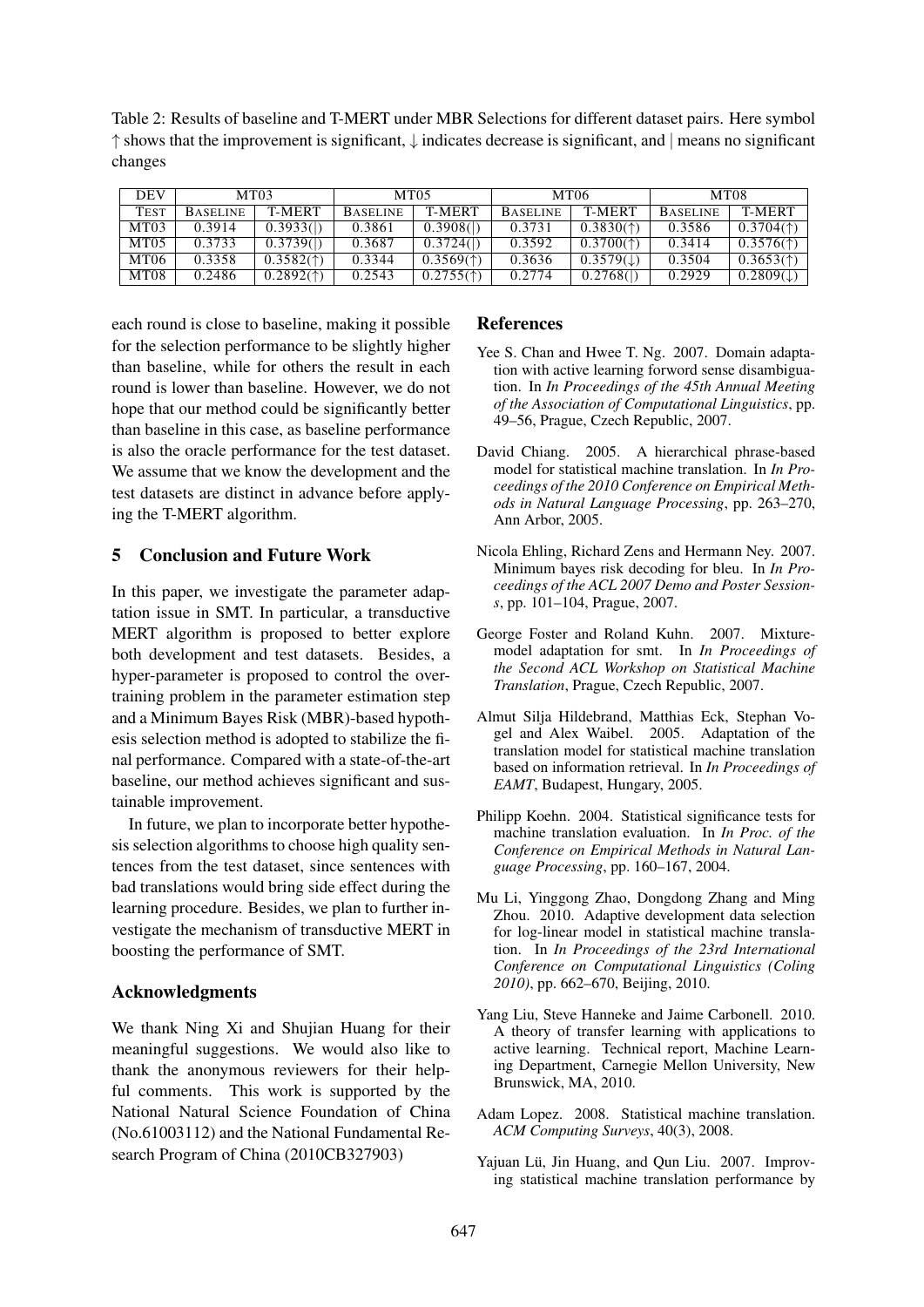Table 2: Results of baseline and T-MERT under MBR Selections for different dataset pairs. Here symbol ↑ shows that the improvement is significant, ↓ indicates decrease is significant, and | means no significant changes

| DEV | MT03 | | MT05 | | MT06 | | MT08 | |
|---|---|---|---|---|---|---|---|---|
| TEST | BASELINE | T-MERT | BASELINE | T-MERT | BASELINE | T-MERT | BASELINE | T-MERT |
| MT03 | 0.3914 | 0.3933(\|) | 0.3861 | 0.3908(\|) | 0.3731 | 0.3830(↑) | 0.3586 | 0.3704(↑) |
| MT05 | 0.3733 | 0.3739(\|) | 0.3687 | 0.3724(\|) | 0.3592 | 0.3700(↑) | 0.3414 | 0.3576(↑) |
| MT06 | 0.3358 | 0.3582(↑) | 0.3344 | 0.3569(↑) | 0.3636 | 0.3579(↓) | 0.3504 | 0.3653(↑) |
| MT08 | 0.2486 | 0.2892(↑) | 0.2543 | 0.2755(↑) | 0.2774 | 0.2768(\|) | 0.2929 | 0.2809(↓) |

each round is close to baseline, making it possible for the selection performance to be slightly higher than baseline, while for others the result in each round is lower than baseline. However, we do not hope that our method could be significantly better than baseline in this case, as baseline performance is also the oracle performance for the test dataset. We assume that we know the development and the test datasets are distinct in advance before applying the T-MERT algorithm.

## 5 Conclusion and Future Work

In this paper, we investigate the parameter adaptation issue in SMT. In particular, a transductive MERT algorithm is proposed to better explore both development and test datasets. Besides, a hyper-parameter is proposed to control the overtraining problem in the parameter estimation step and a Minimum Bayes Risk (MBR)-based hypothesis selection method is adopted to stabilize the final performance. Compared with a state-of-the-art baseline, our method achieves significant and sustainable improvement.

In future, we plan to incorporate better hypothesis selection algorithms to choose high quality sentences from the test dataset, since sentences with bad translations would bring side effect during the learning procedure. Besides, we plan to further investigate the mechanism of transductive MERT in boosting the performance of SMT.

## Acknowledgments

We thank Ning Xi and Shujian Huang for their meaningful suggestions. We would also like to thank the anonymous reviewers for their helpful comments. This work is supported by the National Natural Science Foundation of China (No.61003112) and the National Fundamental Research Program of China (2010CB327903)

## References

Yee S. Chan and Hwee T. Ng. 2007. Domain adaptation with active learning forword sense disambiguation. In *In Proceedings of the 45th Annual Meeting of the Association of Computational Linguistics*, pp. 49–56, Prague, Czech Republic, 2007.

David Chiang. 2005. A hierarchical phrase-based model for statistical machine translation. In *In Proceedings of the 2010 Conference on Empirical Methods in Natural Language Processing*, pp. 263–270, Ann Arbor, 2005.

Nicola Ehling, Richard Zens and Hermann Ney. 2007. Minimum bayes risk decoding for bleu. In *In Proceedings of the ACL 2007 Demo and Poster Sessions*, pp. 101–104, Prague, 2007.

George Foster and Roland Kuhn. 2007. Mixture-model adaptation for smt. In *In Proceedings of the Second ACL Workshop on Statistical Machine Translation*, Prague, Czech Republic, 2007.

Almut Silja Hildebrand, Matthias Eck, Stephan Vogel and Alex Waibel. 2005. Adaptation of the translation model for statistical machine translation based on information retrieval. In *In Proceedings of EAMT*, Budapest, Hungary, 2005.

Philipp Koehn. 2004. Statistical significance tests for machine translation evaluation. In *In Proc. of the Conference on Empirical Methods in Natural Language Processing*, pp. 160–167, 2004.

Mu Li, Yinggong Zhao, Dongdong Zhang and Ming Zhou. 2010. Adaptive development data selection for log-linear model in statistical machine translation. In *In Proceedings of the 23rd International Conference on Computational Linguistics (Coling 2010)*, pp. 662–670, Beijing, 2010.

Yang Liu, Steve Hanneke and Jaime Carbonell. 2010. A theory of transfer learning with applications to active learning. Technical report, Machine Learning Department, Carnegie Mellon University, New Brunswick, MA, 2010.

Adam Lopez. 2008. Statistical machine translation. *ACM Computing Surveys*, 40(3), 2008.

Yajuan Lü, Jin Huang, and Qun Liu. 2007. Improving statistical machine translation performance by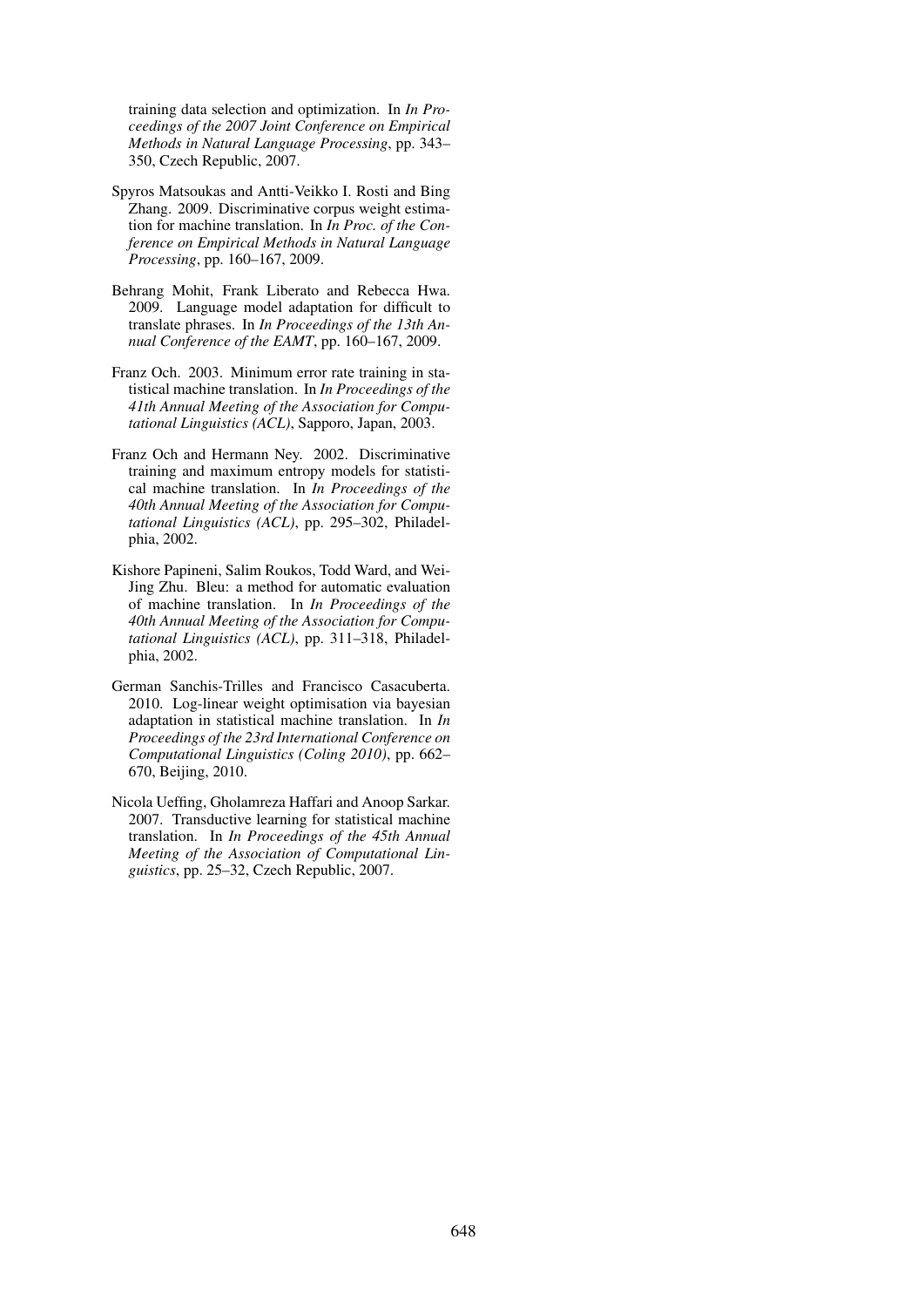training data selection and optimization. In *In Proceedings of the 2007 Joint Conference on Empirical Methods in Natural Language Processing*, pp. 343–350, Czech Republic, 2007.

Spyros Matsoukas and Antti-Veikko I. Rosti and Bing Zhang. 2009. Discriminative corpus weight estimation for machine translation. In *In Proc. of the Conference on Empirical Methods in Natural Language Processing*, pp. 160–167, 2009.

Behrang Mohit, Frank Liberato and Rebecca Hwa. 2009. Language model adaptation for difficult to translate phrases. In *In Proceedings of the 13th Annual Conference of the EAMT*, pp. 160–167, 2009.

Franz Och. 2003. Minimum error rate training in statistical machine translation. In *In Proceedings of the 41th Annual Meeting of the Association for Computational Linguistics (ACL)*, Sapporo, Japan, 2003.

Franz Och and Hermann Ney. 2002. Discriminative training and maximum entropy models for statistical machine translation. In *In Proceedings of the 40th Annual Meeting of the Association for Computational Linguistics (ACL)*, pp. 295–302, Philadelphia, 2002.

Kishore Papineni, Salim Roukos, Todd Ward, and Wei-Jing Zhu. Bleu: a method for automatic evaluation of machine translation. In *In Proceedings of the 40th Annual Meeting of the Association for Computational Linguistics (ACL)*, pp. 311–318, Philadelphia, 2002.

German Sanchis-Trilles and Francisco Casacuberta. 2010. Log-linear weight optimisation via bayesian adaptation in statistical machine translation. In *In Proceedings of the 23rd International Conference on Computational Linguistics (Coling 2010)*, pp. 662–670, Beijing, 2010.

Nicola Ueffing, Gholamreza Haffari and Anoop Sarkar. 2007. Transductive learning for statistical machine translation. In *In Proceedings of the 45th Annual Meeting of the Association of Computational Linguistics*, pp. 25–32, Czech Republic, 2007.